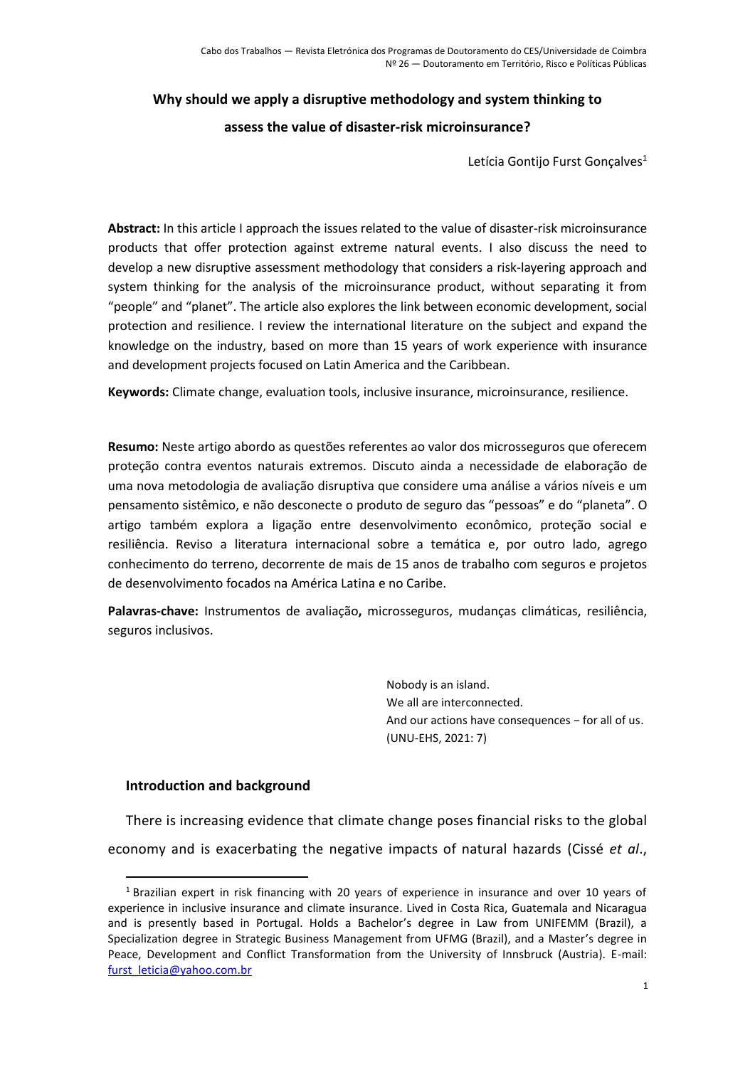# Why should we apply a disruptive methodology and system thinking to assess the value of disaster-risk microinsurance?

Letícia Gontijo Furst Gonçalves[1]

**Abstract:** In this article I approach the issues related to the value of disaster-risk microinsurance products that offer protection against extreme natural events. I also discuss the need to develop a new disruptive assessment methodology that considers a risk-layering approach and system thinking for the analysis of the microinsurance product, without separating it from "people" and "planet". The article also explores the link between economic development, social protection and resilience. I review the international literature on the subject and expand the knowledge on the industry, based on more than 15 years of work experience with insurance and development projects focused on Latin America and the Caribbean.

**Keywords:** Climate change, evaluation tools, inclusive insurance, microinsurance, resilience.

**Resumo:** Neste artigo abordo as questões referentes ao valor dos microsseguros que oferecem proteção contra eventos naturais extremos. Discuto ainda a necessidade de elaboração de uma nova metodologia de avaliação disruptiva que considere uma análise a vários níveis e um pensamento sistêmico, e não desconecte o produto de seguro das "pessoas" e do "planeta". O artigo também explora a ligação entre desenvolvimento econômico, proteção social e resiliência. Reviso a literatura internacional sobre a temática e, por outro lado, agrego conhecimento do terreno, decorrente de mais de 15 anos de trabalho com seguros e projetos de desenvolvimento focados na América Latina e no Caribe.

**Palavras-chave:** Instrumentos de avaliação**,** microsseguros, mudanças climáticas, resiliência, seguros inclusivos.

> Nobody is an island.
> We all are interconnected.
> And our actions have consequences − for all of us.
> (UNU-EHS, 2021: 7)

## Introduction and background

There is increasing evidence that climate change poses financial risks to the global economy and is exacerbating the negative impacts of natural hazards (Cissé *et al*.,

[1] Brazilian expert in risk financing with 20 years of experience in insurance and over 10 years of experience in inclusive insurance and climate insurance. Lived in Costa Rica, Guatemala and Nicaragua and is presently based in Portugal. Holds a Bachelor's degree in Law from UNIFEMM (Brazil), a Specialization degree in Strategic Business Management from UFMG (Brazil), and a Master's degree in Peace, Development and Conflict Transformation from the University of Innsbruck (Austria). E-mail: furst_leticia@yahoo.com.br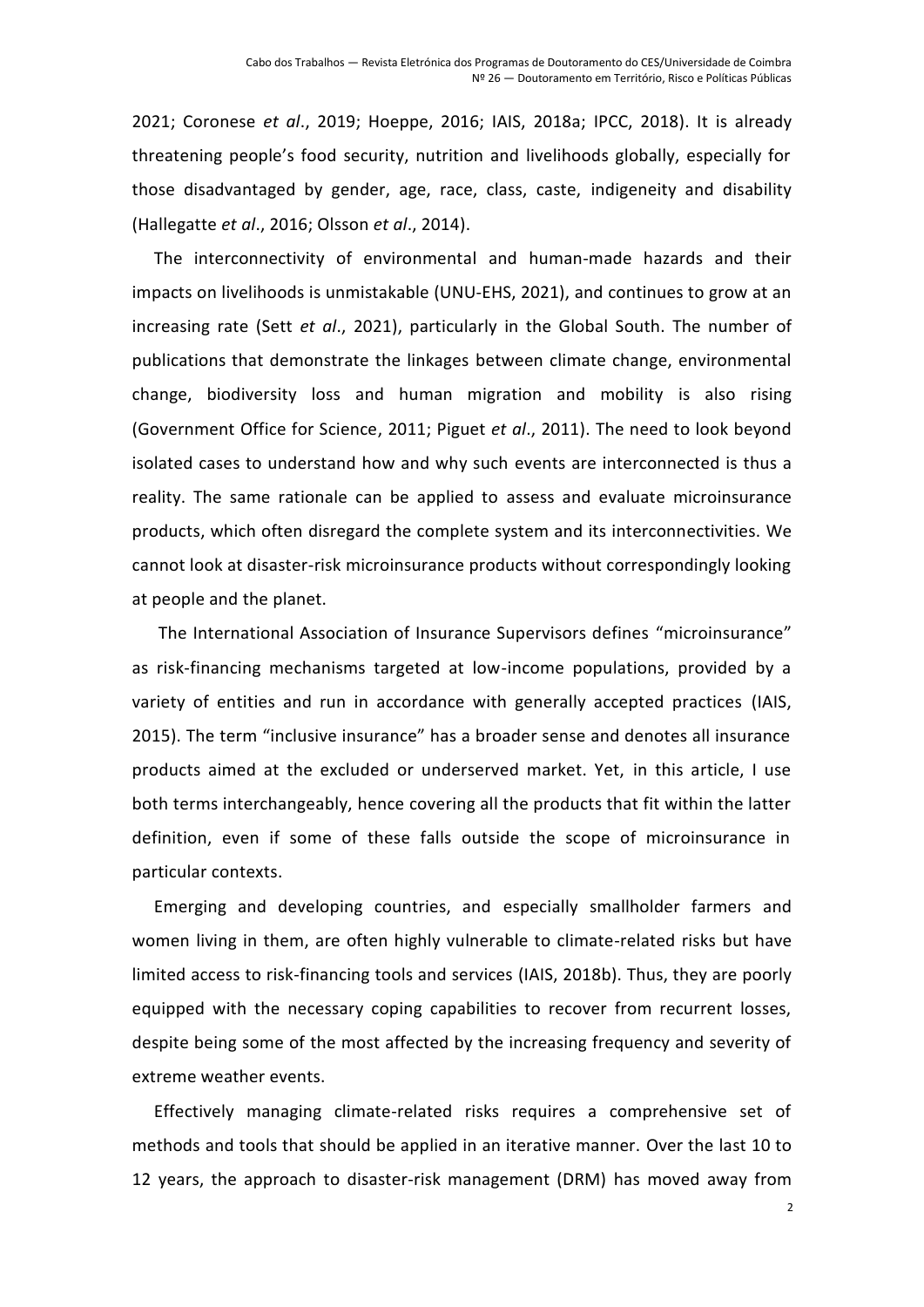2021; Coronese *et al*., 2019; Hoeppe, 2016; IAIS, 2018a; IPCC, 2018). It is already threatening people's food security, nutrition and livelihoods globally, especially for those disadvantaged by gender, age, race, class, caste, indigeneity and disability (Hallegatte *et al*., 2016; Olsson *et al*., 2014).

The interconnectivity of environmental and human-made hazards and their impacts on livelihoods is unmistakable (UNU-EHS, 2021), and continues to grow at an increasing rate (Sett *et al*., 2021), particularly in the Global South. The number of publications that demonstrate the linkages between climate change, environmental change, biodiversity loss and human migration and mobility is also rising (Government Office for Science, 2011; Piguet *et al*., 2011). The need to look beyond isolated cases to understand how and why such events are interconnected is thus a reality. The same rationale can be applied to assess and evaluate microinsurance products, which often disregard the complete system and its interconnectivities. We cannot look at disaster-risk microinsurance products without correspondingly looking at people and the planet.

The International Association of Insurance Supervisors defines "microinsurance" as risk-financing mechanisms targeted at low-income populations, provided by a variety of entities and run in accordance with generally accepted practices (IAIS, 2015). The term "inclusive insurance" has a broader sense and denotes all insurance products aimed at the excluded or underserved market. Yet, in this article, I use both terms interchangeably, hence covering all the products that fit within the latter definition, even if some of these falls outside the scope of microinsurance in particular contexts.

Emerging and developing countries, and especially smallholder farmers and women living in them, are often highly vulnerable to climate-related risks but have limited access to risk-financing tools and services (IAIS, 2018b). Thus, they are poorly equipped with the necessary coping capabilities to recover from recurrent losses, despite being some of the most affected by the increasing frequency and severity of extreme weather events.

Effectively managing climate-related risks requires a comprehensive set of methods and tools that should be applied in an iterative manner. Over the last 10 to 12 years, the approach to disaster-risk management (DRM) has moved away from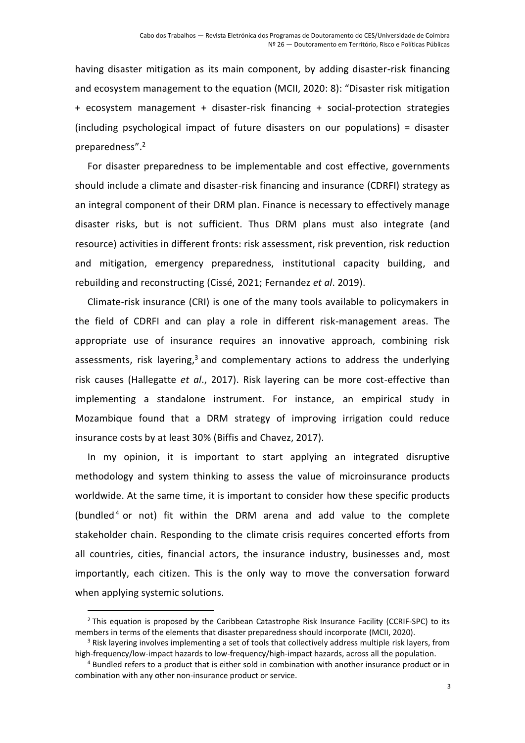having disaster mitigation as its main component, by adding disaster-risk financing and ecosystem management to the equation (MCII, 2020: 8): "Disaster risk mitigation + ecosystem management + disaster-risk financing + social-protection strategies (including psychological impact of future disasters on our populations) = disaster preparedness".[2]

For disaster preparedness to be implementable and cost effective, governments should include a climate and disaster-risk financing and insurance (CDRFI) strategy as an integral component of their DRM plan. Finance is necessary to effectively manage disaster risks, but is not sufficient. Thus DRM plans must also integrate (and resource) activities in different fronts: risk assessment, risk prevention, risk reduction and mitigation, emergency preparedness, institutional capacity building, and rebuilding and reconstructing (Cissé, 2021; Fernandez *et al*. 2019).

Climate-risk insurance (CRI) is one of the many tools available to policymakers in the field of CDRFI and can play a role in different risk-management areas. The appropriate use of insurance requires an innovative approach, combining risk assessments, risk layering,[3] and complementary actions to address the underlying risk causes (Hallegatte *et al*., 2017). Risk layering can be more cost-effective than implementing a standalone instrument. For instance, an empirical study in Mozambique found that a DRM strategy of improving irrigation could reduce insurance costs by at least 30% (Biffis and Chavez, 2017).

In my opinion, it is important to start applying an integrated disruptive methodology and system thinking to assess the value of microinsurance products worldwide. At the same time, it is important to consider how these specific products (bundled[4] or not) fit within the DRM arena and add value to the complete stakeholder chain. Responding to the climate crisis requires concerted efforts from all countries, cities, financial actors, the insurance industry, businesses and, most importantly, each citizen. This is the only way to move the conversation forward when applying systemic solutions.

---

[2] This equation is proposed by the Caribbean Catastrophe Risk Insurance Facility (CCRIF-SPC) to its members in terms of the elements that disaster preparedness should incorporate (MCII, 2020).

[3] Risk layering involves implementing a set of tools that collectively address multiple risk layers, from high-frequency/low-impact hazards to low-frequency/high-impact hazards, across all the population.

[4] Bundled refers to a product that is either sold in combination with another insurance product or in combination with any other non-insurance product or service.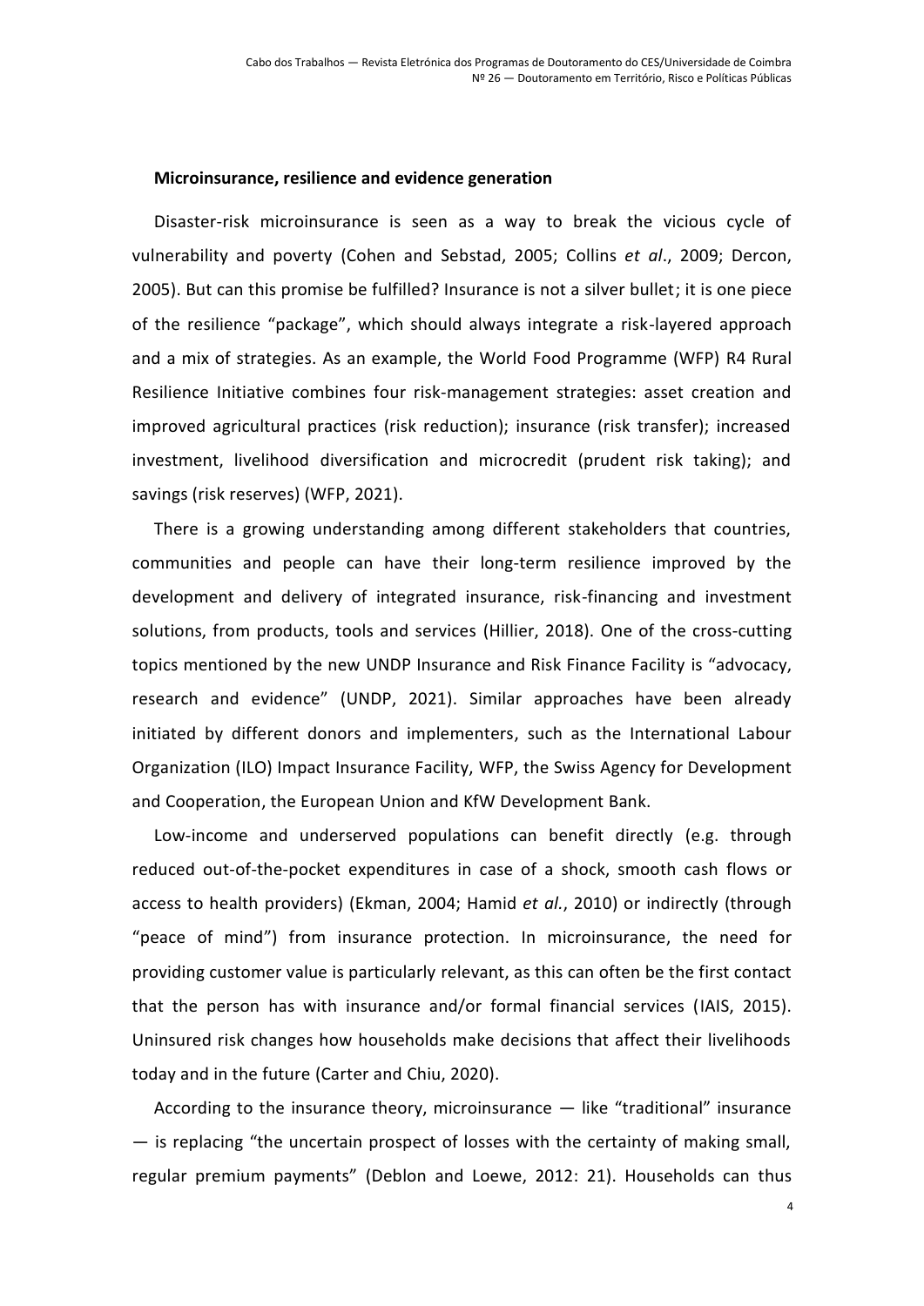**Microinsurance, resilience and evidence generation**

Disaster-risk microinsurance is seen as a way to break the vicious cycle of vulnerability and poverty (Cohen and Sebstad, 2005; Collins *et al*., 2009; Dercon, 2005). But can this promise be fulfilled? Insurance is not a silver bullet; it is one piece of the resilience "package", which should always integrate a risk-layered approach and a mix of strategies. As an example, the World Food Programme (WFP) R4 Rural Resilience Initiative combines four risk-management strategies: asset creation and improved agricultural practices (risk reduction); insurance (risk transfer); increased investment, livelihood diversification and microcredit (prudent risk taking); and savings (risk reserves) (WFP, 2021).

There is a growing understanding among different stakeholders that countries, communities and people can have their long-term resilience improved by the development and delivery of integrated insurance, risk-financing and investment solutions, from products, tools and services (Hillier, 2018). One of the cross-cutting topics mentioned by the new UNDP Insurance and Risk Finance Facility is "advocacy, research and evidence" (UNDP, 2021). Similar approaches have been already initiated by different donors and implementers, such as the International Labour Organization (ILO) Impact Insurance Facility, WFP, the Swiss Agency for Development and Cooperation, the European Union and KfW Development Bank.

Low-income and underserved populations can benefit directly (e.g. through reduced out-of-the-pocket expenditures in case of a shock, smooth cash flows or access to health providers) (Ekman, 2004; Hamid *et al.*, 2010) or indirectly (through "peace of mind") from insurance protection. In microinsurance, the need for providing customer value is particularly relevant, as this can often be the first contact that the person has with insurance and/or formal financial services (IAIS, 2015). Uninsured risk changes how households make decisions that affect their livelihoods today and in the future (Carter and Chiu, 2020).

According to the insurance theory, microinsurance — like "traditional" insurance — is replacing "the uncertain prospect of losses with the certainty of making small, regular premium payments" (Deblon and Loewe, 2012: 21). Households can thus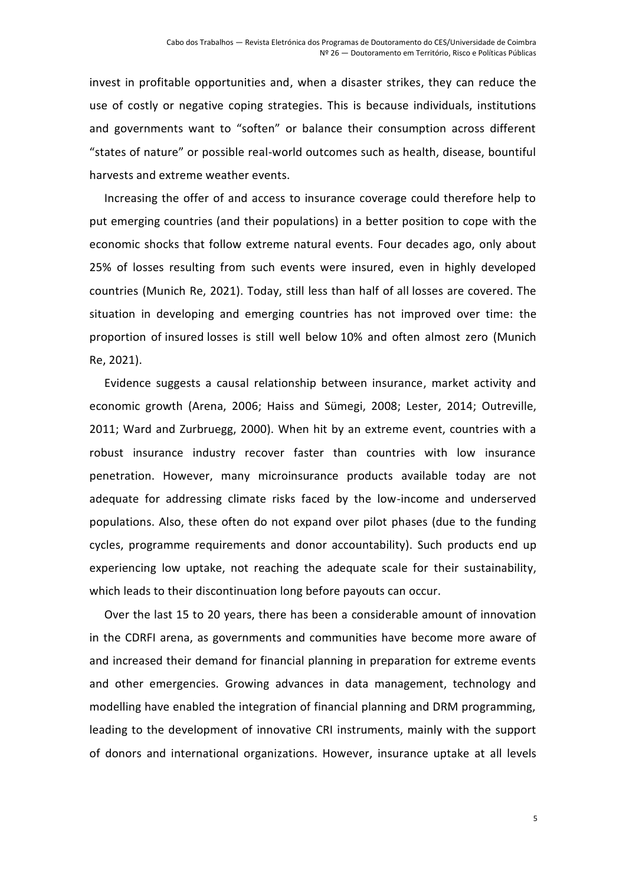invest in profitable opportunities and, when a disaster strikes, they can reduce the use of costly or negative coping strategies. This is because individuals, institutions and governments want to "soften" or balance their consumption across different "states of nature" or possible real-world outcomes such as health, disease, bountiful harvests and extreme weather events.

Increasing the offer of and access to insurance coverage could therefore help to put emerging countries (and their populations) in a better position to cope with the economic shocks that follow extreme natural events. Four decades ago, only about 25% of losses resulting from such events were insured, even in highly developed countries (Munich Re, 2021). Today, still less than half of all losses are covered. The situation in developing and emerging countries has not improved over time: the proportion of insured losses is still well below 10% and often almost zero (Munich Re, 2021).

Evidence suggests a causal relationship between insurance, market activity and economic growth (Arena, 2006; Haiss and Sümegi, 2008; Lester, 2014; Outreville, 2011; Ward and Zurbruegg, 2000). When hit by an extreme event, countries with a robust insurance industry recover faster than countries with low insurance penetration. However, many microinsurance products available today are not adequate for addressing climate risks faced by the low-income and underserved populations. Also, these often do not expand over pilot phases (due to the funding cycles, programme requirements and donor accountability). Such products end up experiencing low uptake, not reaching the adequate scale for their sustainability, which leads to their discontinuation long before payouts can occur.

Over the last 15 to 20 years, there has been a considerable amount of innovation in the CDRFI arena, as governments and communities have become more aware of and increased their demand for financial planning in preparation for extreme events and other emergencies. Growing advances in data management, technology and modelling have enabled the integration of financial planning and DRM programming, leading to the development of innovative CRI instruments, mainly with the support of donors and international organizations. However, insurance uptake at all levels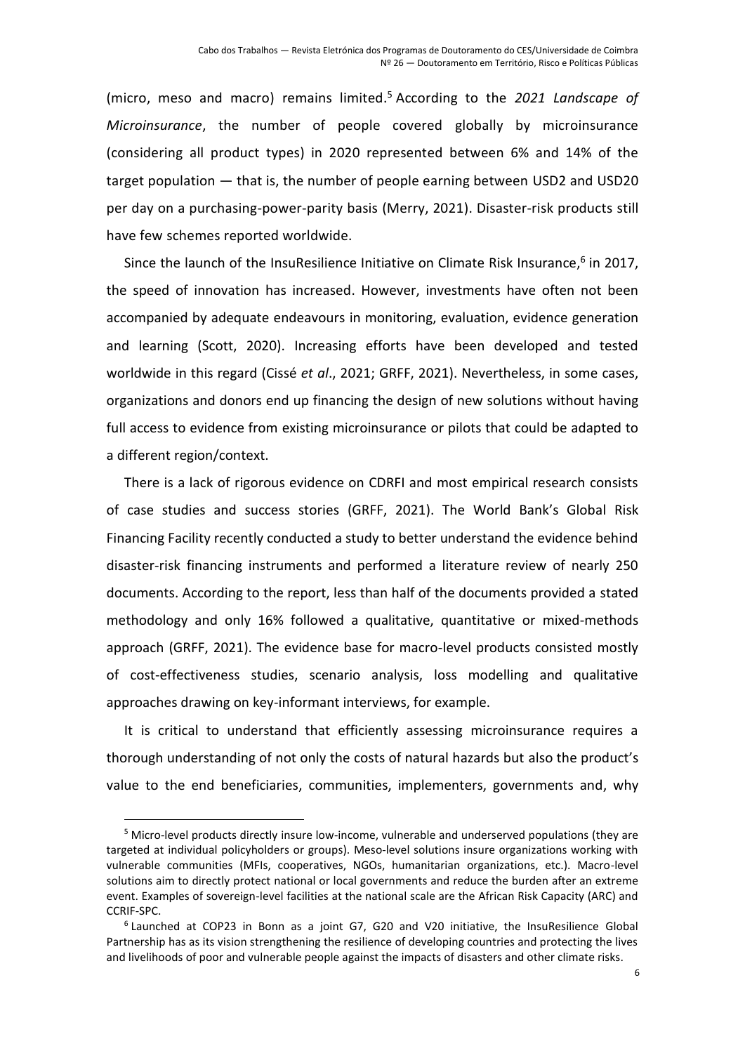(micro, meso and macro) remains limited.[5] According to the *2021 Landscape of Microinsurance*, the number of people covered globally by microinsurance (considering all product types) in 2020 represented between 6% and 14% of the target population — that is, the number of people earning between USD2 and USD20 per day on a purchasing-power-parity basis (Merry, 2021). Disaster-risk products still have few schemes reported worldwide.

Since the launch of the InsuResilience Initiative on Climate Risk Insurance,[6] in 2017, the speed of innovation has increased. However, investments have often not been accompanied by adequate endeavours in monitoring, evaluation, evidence generation and learning (Scott, 2020). Increasing efforts have been developed and tested worldwide in this regard (Cissé *et al*., 2021; GRFF, 2021). Nevertheless, in some cases, organizations and donors end up financing the design of new solutions without having full access to evidence from existing microinsurance or pilots that could be adapted to a different region/context.

There is a lack of rigorous evidence on CDRFI and most empirical research consists of case studies and success stories (GRFF, 2021). The World Bank's Global Risk Financing Facility recently conducted a study to better understand the evidence behind disaster-risk financing instruments and performed a literature review of nearly 250 documents. According to the report, less than half of the documents provided a stated methodology and only 16% followed a qualitative, quantitative or mixed-methods approach (GRFF, 2021). The evidence base for macro-level products consisted mostly of cost-effectiveness studies, scenario analysis, loss modelling and qualitative approaches drawing on key-informant interviews, for example.

It is critical to understand that efficiently assessing microinsurance requires a thorough understanding of not only the costs of natural hazards but also the product's value to the end beneficiaries, communities, implementers, governments and, why

[5] Micro-level products directly insure low-income, vulnerable and underserved populations (they are targeted at individual policyholders or groups). Meso-level solutions insure organizations working with vulnerable communities (MFIs, cooperatives, NGOs, humanitarian organizations, etc.). Macro-level solutions aim to directly protect national or local governments and reduce the burden after an extreme event. Examples of sovereign-level facilities at the national scale are the African Risk Capacity (ARC) and CCRIF-SPC.

[6] Launched at COP23 in Bonn as a joint G7, G20 and V20 initiative, the InsuResilience Global Partnership has as its vision strengthening the resilience of developing countries and protecting the lives and livelihoods of poor and vulnerable people against the impacts of disasters and other climate risks.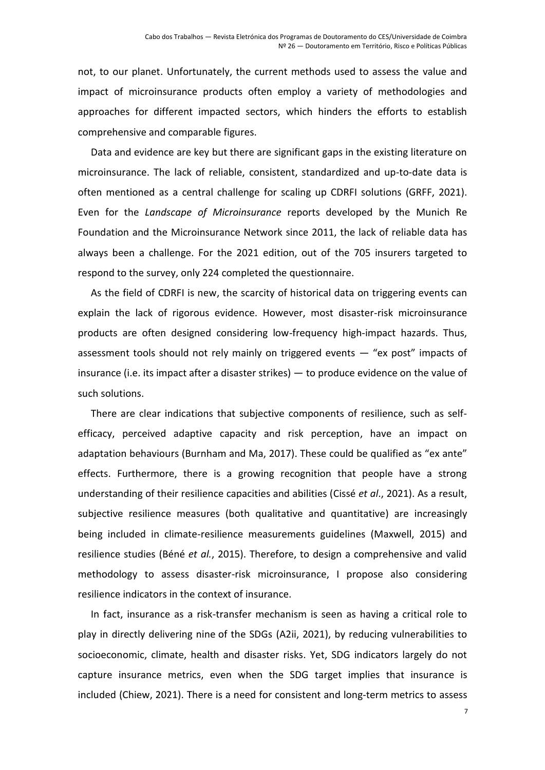not, to our planet. Unfortunately, the current methods used to assess the value and impact of microinsurance products often employ a variety of methodologies and approaches for different impacted sectors, which hinders the efforts to establish comprehensive and comparable figures.

Data and evidence are key but there are significant gaps in the existing literature on microinsurance. The lack of reliable, consistent, standardized and up-to-date data is often mentioned as a central challenge for scaling up CDRFI solutions (GRFF, 2021). Even for the *Landscape of Microinsurance* reports developed by the Munich Re Foundation and the Microinsurance Network since 2011, the lack of reliable data has always been a challenge. For the 2021 edition, out of the 705 insurers targeted to respond to the survey, only 224 completed the questionnaire.

As the field of CDRFI is new, the scarcity of historical data on triggering events can explain the lack of rigorous evidence. However, most disaster-risk microinsurance products are often designed considering low-frequency high-impact hazards. Thus, assessment tools should not rely mainly on triggered events — "ex post" impacts of insurance (i.e. its impact after a disaster strikes) — to produce evidence on the value of such solutions.

There are clear indications that subjective components of resilience, such as self-efficacy, perceived adaptive capacity and risk perception, have an impact on adaptation behaviours (Burnham and Ma, 2017). These could be qualified as "ex ante" effects. Furthermore, there is a growing recognition that people have a strong understanding of their resilience capacities and abilities (Cissé *et al.*, 2021). As a result, subjective resilience measures (both qualitative and quantitative) are increasingly being included in climate-resilience measurements guidelines (Maxwell, 2015) and resilience studies (Béné *et al.*, 2015). Therefore, to design a comprehensive and valid methodology to assess disaster-risk microinsurance, I propose also considering resilience indicators in the context of insurance.

In fact, insurance as a risk-transfer mechanism is seen as having a critical role to play in directly delivering nine of the SDGs (A2ii, 2021), by reducing vulnerabilities to socioeconomic, climate, health and disaster risks. Yet, SDG indicators largely do not capture insurance metrics, even when the SDG target implies that insurance is included (Chiew, 2021). There is a need for consistent and long-term metrics to assess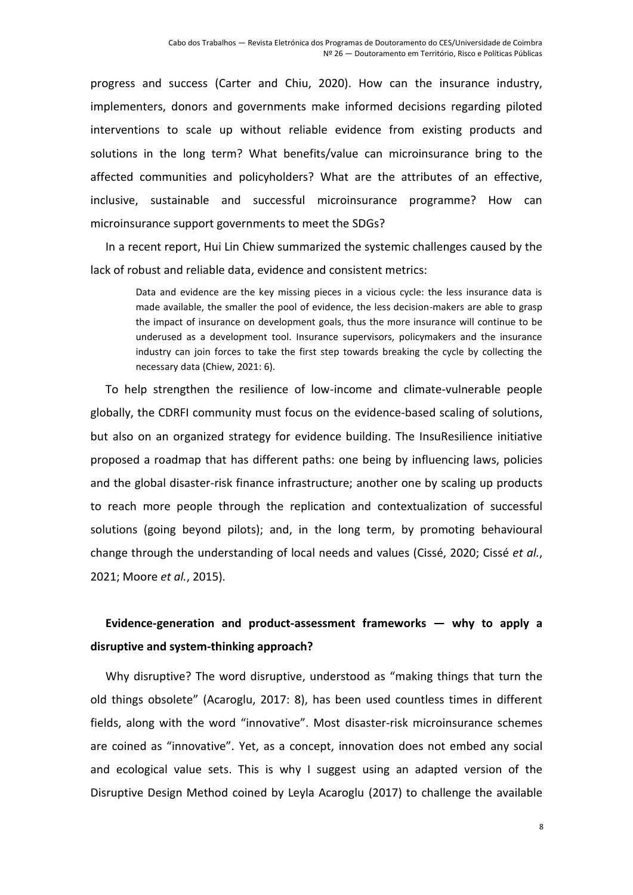progress and success (Carter and Chiu, 2020). How can the insurance industry, implementers, donors and governments make informed decisions regarding piloted interventions to scale up without reliable evidence from existing products and solutions in the long term? What benefits/value can microinsurance bring to the affected communities and policyholders? What are the attributes of an effective, inclusive, sustainable and successful microinsurance programme? How can microinsurance support governments to meet the SDGs?

In a recent report, Hui Lin Chiew summarized the systemic challenges caused by the lack of robust and reliable data, evidence and consistent metrics:

> Data and evidence are the key missing pieces in a vicious cycle: the less insurance data is made available, the smaller the pool of evidence, the less decision-makers are able to grasp the impact of insurance on development goals, thus the more insurance will continue to be underused as a development tool. Insurance supervisors, policymakers and the insurance industry can join forces to take the first step towards breaking the cycle by collecting the necessary data (Chiew, 2021: 6).

To help strengthen the resilience of low-income and climate-vulnerable people globally, the CDRFI community must focus on the evidence-based scaling of solutions, but also on an organized strategy for evidence building. The InsuResilience initiative proposed a roadmap that has different paths: one being by influencing laws, policies and the global disaster-risk finance infrastructure; another one by scaling up products to reach more people through the replication and contextualization of successful solutions (going beyond pilots); and, in the long term, by promoting behavioural change through the understanding of local needs and values (Cissé, 2020; Cissé *et al.*, 2021; Moore *et al.*, 2015).

## Evidence-generation and product-assessment frameworks — why to apply a disruptive and system-thinking approach?

Why disruptive? The word disruptive, understood as "making things that turn the old things obsolete" (Acaroglu, 2017: 8), has been used countless times in different fields, along with the word "innovative". Most disaster-risk microinsurance schemes are coined as "innovative". Yet, as a concept, innovation does not embed any social and ecological value sets. This is why I suggest using an adapted version of the Disruptive Design Method coined by Leyla Acaroglu (2017) to challenge the available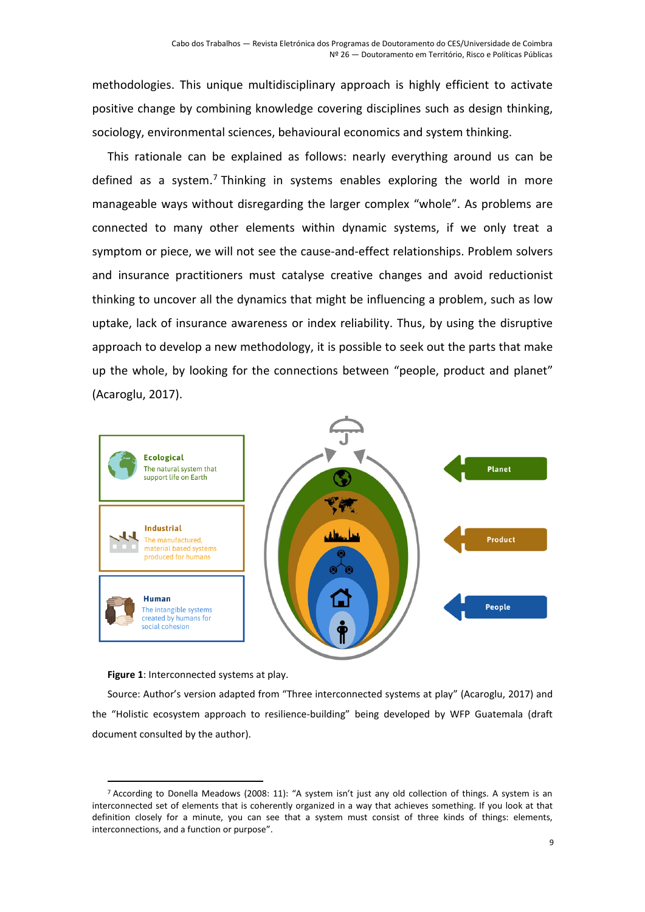methodologies. This unique multidisciplinary approach is highly efficient to activate positive change by combining knowledge covering disciplines such as design thinking, sociology, environmental sciences, behavioural economics and system thinking.

This rationale can be explained as follows: nearly everything around us can be defined as a system.[7] Thinking in systems enables exploring the world in more manageable ways without disregarding the larger complex "whole". As problems are connected to many other elements within dynamic systems, if we only treat a symptom or piece, we will not see the cause-and-effect relationships. Problem solvers and insurance practitioners must catalyse creative changes and avoid reductionist thinking to uncover all the dynamics that might be influencing a problem, such as low uptake, lack of insurance awareness or index reliability. Thus, by using the disruptive approach to develop a new methodology, it is possible to seek out the parts that make up the whole, by looking for the connections between "people, product and planet" (Acaroglu, 2017).

Ecological
The natural system that support life on Earth

Industrial
The manufactured, material based systems produced for humans

Human
The intangible systems created by humans for social cohesion

Planet

Product

People

**Figure 1**: Interconnected systems at play.

Source: Author's version adapted from "Three interconnected systems at play" (Acaroglu, 2017) and the "Holistic ecosystem approach to resilience-building" being developed by WFP Guatemala (draft document consulted by the author).

---

[7] According to Donella Meadows (2008: 11): "A system isn't just any old collection of things. A system is an interconnected set of elements that is coherently organized in a way that achieves something. If you look at that definition closely for a minute, you can see that a system must consist of three kinds of things: elements, interconnections, and a function or purpose".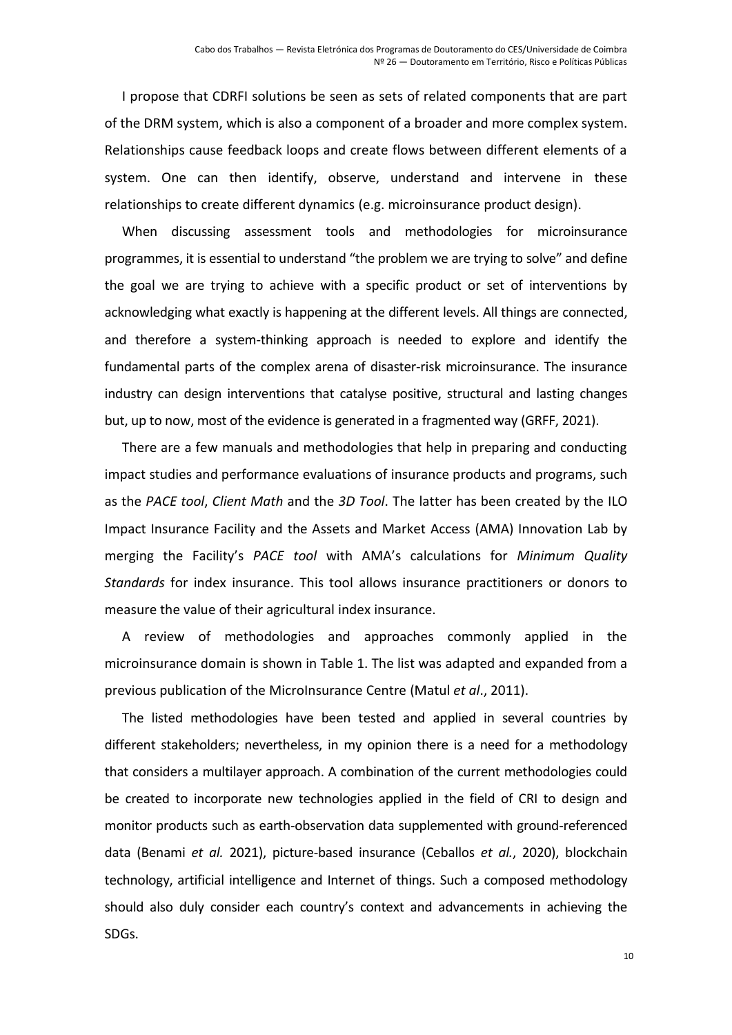I propose that CDRFI solutions be seen as sets of related components that are part of the DRM system, which is also a component of a broader and more complex system. Relationships cause feedback loops and create flows between different elements of a system. One can then identify, observe, understand and intervene in these relationships to create different dynamics (e.g. microinsurance product design).

When discussing assessment tools and methodologies for microinsurance programmes, it is essential to understand "the problem we are trying to solve" and define the goal we are trying to achieve with a specific product or set of interventions by acknowledging what exactly is happening at the different levels. All things are connected, and therefore a system-thinking approach is needed to explore and identify the fundamental parts of the complex arena of disaster-risk microinsurance. The insurance industry can design interventions that catalyse positive, structural and lasting changes but, up to now, most of the evidence is generated in a fragmented way (GRFF, 2021).

There are a few manuals and methodologies that help in preparing and conducting impact studies and performance evaluations of insurance products and programs, such as the *PACE tool*, *Client Math* and the *3D Tool*. The latter has been created by the ILO Impact Insurance Facility and the Assets and Market Access (AMA) Innovation Lab by merging the Facility's *PACE tool* with AMA's calculations for *Minimum Quality Standards* for index insurance. This tool allows insurance practitioners or donors to measure the value of their agricultural index insurance.

A review of methodologies and approaches commonly applied in the microinsurance domain is shown in Table 1. The list was adapted and expanded from a previous publication of the MicroInsurance Centre (Matul *et al*., 2011).

The listed methodologies have been tested and applied in several countries by different stakeholders; nevertheless, in my opinion there is a need for a methodology that considers a multilayer approach. A combination of the current methodologies could be created to incorporate new technologies applied in the field of CRI to design and monitor products such as earth-observation data supplemented with ground-referenced data (Benami *et al.* 2021), picture-based insurance (Ceballos *et al.*, 2020), blockchain technology, artificial intelligence and Internet of things. Such a composed methodology should also duly consider each country's context and advancements in achieving the SDGs.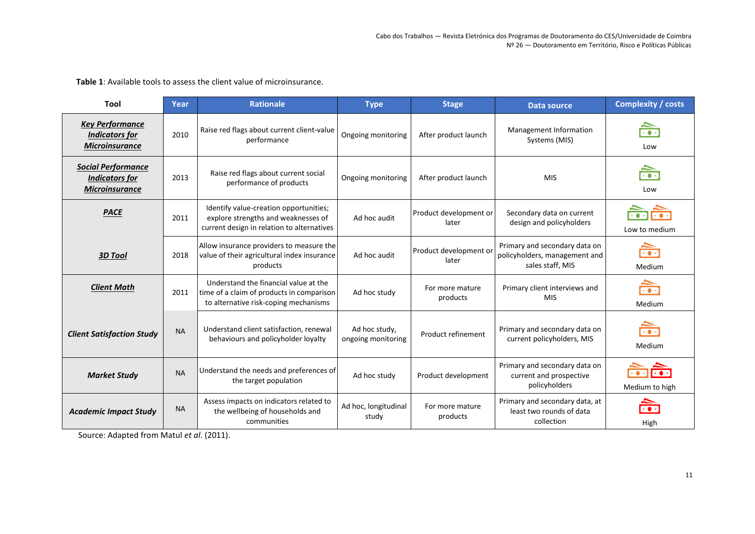**Table 1**: Available tools to assess the client value of microinsurance.

| Tool | Year | Rationale | Type | Stage | Data source | Complexity / costs |
|---|---|---|---|---|---|---|
| ***Key Performance Indicators for Microinsurance*** | 2010 | Raise red flags about current client-value performance | Ongoing monitoring | After product launch | Management Information Systems (MIS) | Low |
| ***Social Performance Indicators for Microinsurance*** | 2013 | Raise red flags about current social performance of products | Ongoing monitoring | After product launch | MIS | Low |
| ***PACE*** | 2011 | Identify value-creation opportunities; explore strengths and weaknesses of current design in relation to alternatives | Ad hoc audit | Product development or later | Secondary data on current design and policyholders | Low to medium |
| ***3D Tool*** | 2018 | Allow insurance providers to measure the value of their agricultural index insurance products | Ad hoc audit | Product development or later | Primary and secondary data on policyholders, management and sales staff, MIS | Medium |
| ***Client Math*** | 2011 | Understand the financial value at the time of a claim of products in comparison to alternative risk-coping mechanisms | Ad hoc study | For more mature products | Primary client interviews and MIS | Medium |
| ***Client Satisfaction Study*** | NA | Understand client satisfaction, renewal behaviours and policyholder loyalty | Ad hoc study, ongoing monitoring | Product refinement | Primary and secondary data on current policyholders, MIS | Medium |
| ***Market Study*** | NA | Understand the needs and preferences of the target population | Ad hoc study | Product development | Primary and secondary data on current and prospective policyholders | Medium to high |
| ***Academic Impact Study*** | NA | Assess impacts on indicators related to the wellbeing of households and communities | Ad hoc, longitudinal study | For more mature products | Primary and secondary data, at least two rounds of data collection | High |

Source: Adapted from Matul *et al*. (2011).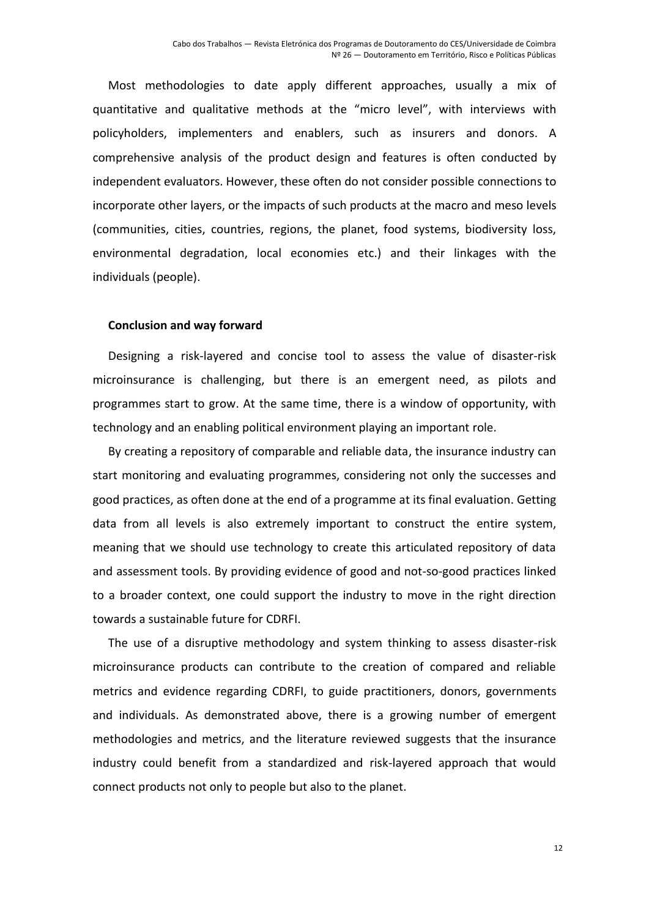Most methodologies to date apply different approaches, usually a mix of quantitative and qualitative methods at the "micro level", with interviews with policyholders, implementers and enablers, such as insurers and donors. A comprehensive analysis of the product design and features is often conducted by independent evaluators. However, these often do not consider possible connections to incorporate other layers, or the impacts of such products at the macro and meso levels (communities, cities, countries, regions, the planet, food systems, biodiversity loss, environmental degradation, local economies etc.) and their linkages with the individuals (people).

## Conclusion and way forward

Designing a risk-layered and concise tool to assess the value of disaster-risk microinsurance is challenging, but there is an emergent need, as pilots and programmes start to grow. At the same time, there is a window of opportunity, with technology and an enabling political environment playing an important role.

By creating a repository of comparable and reliable data, the insurance industry can start monitoring and evaluating programmes, considering not only the successes and good practices, as often done at the end of a programme at its final evaluation. Getting data from all levels is also extremely important to construct the entire system, meaning that we should use technology to create this articulated repository of data and assessment tools. By providing evidence of good and not-so-good practices linked to a broader context, one could support the industry to move in the right direction towards a sustainable future for CDRFI.

The use of a disruptive methodology and system thinking to assess disaster-risk microinsurance products can contribute to the creation of compared and reliable metrics and evidence regarding CDRFI, to guide practitioners, donors, governments and individuals. As demonstrated above, there is a growing number of emergent methodologies and metrics, and the literature reviewed suggests that the insurance industry could benefit from a standardized and risk-layered approach that would connect products not only to people but also to the planet.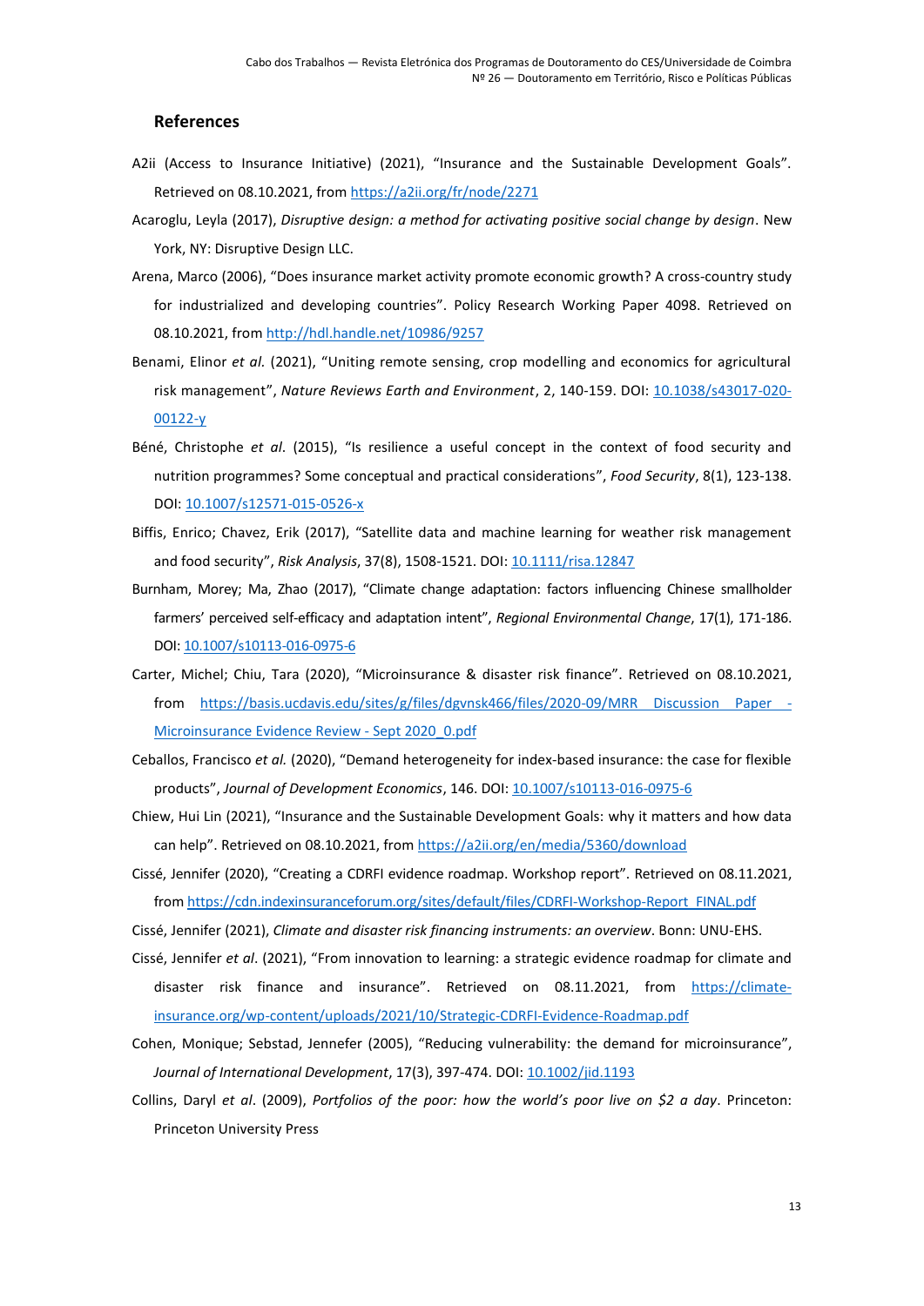## References

A2ii (Access to Insurance Initiative) (2021), "Insurance and the Sustainable Development Goals". Retrieved on 08.10.2021, from https://a2ii.org/fr/node/2271

Acaroglu, Leyla (2017), *Disruptive design: a method for activating positive social change by design*. New York, NY: Disruptive Design LLC.

Arena, Marco (2006), "Does insurance market activity promote economic growth? A cross-country study for industrialized and developing countries". Policy Research Working Paper 4098. Retrieved on 08.10.2021, from http://hdl.handle.net/10986/9257

Benami, Elinor *et al.* (2021), "Uniting remote sensing, crop modelling and economics for agricultural risk management", *Nature Reviews Earth and Environment*, 2, 140-159. DOI: 10.1038/s43017-020-00122-y

Béné, Christophe *et al*. (2015), "Is resilience a useful concept in the context of food security and nutrition programmes? Some conceptual and practical considerations", *Food Security*, 8(1), 123-138. DOI: 10.1007/s12571-015-0526-x

Biffis, Enrico; Chavez, Erik (2017), "Satellite data and machine learning for weather risk management and food security", *Risk Analysis*, 37(8), 1508-1521. DOI: 10.1111/risa.12847

Burnham, Morey; Ma, Zhao (2017), "Climate change adaptation: factors influencing Chinese smallholder farmers' perceived self-efficacy and adaptation intent", *Regional Environmental Change*, 17(1), 171-186. DOI: 10.1007/s10113-016-0975-6

Carter, Michel; Chiu, Tara (2020), "Microinsurance & disaster risk finance". Retrieved on 08.10.2021, from https://basis.ucdavis.edu/sites/g/files/dgvnsk466/files/2020-09/MRR Discussion Paper - Microinsurance Evidence Review - Sept 2020_0.pdf

Ceballos, Francisco *et al.* (2020), "Demand heterogeneity for index-based insurance: the case for flexible products", *Journal of Development Economics*, 146. DOI: 10.1007/s10113-016-0975-6

Chiew, Hui Lin (2021), "Insurance and the Sustainable Development Goals: why it matters and how data can help". Retrieved on 08.10.2021, from https://a2ii.org/en/media/5360/download

Cissé, Jennifer (2020), "Creating a CDRFI evidence roadmap. Workshop report". Retrieved on 08.11.2021, from https://cdn.indexinsuranceforum.org/sites/default/files/CDRFI-Workshop-Report_FINAL.pdf

Cissé, Jennifer (2021), *Climate and disaster risk financing instruments: an overview*. Bonn: UNU-EHS.

Cissé, Jennifer *et al*. (2021), "From innovation to learning: a strategic evidence roadmap for climate and disaster risk finance and insurance". Retrieved on 08.11.2021, from https://climate-insurance.org/wp-content/uploads/2021/10/Strategic-CDRFI-Evidence-Roadmap.pdf

Cohen, Monique; Sebstad, Jennefer (2005), "Reducing vulnerability: the demand for microinsurance", *Journal of International Development*, 17(3), 397-474. DOI: 10.1002/jid.1193

Collins, Daryl *et al*. (2009), *Portfolios of the poor: how the world's poor live on $2 a day*. Princeton: Princeton University Press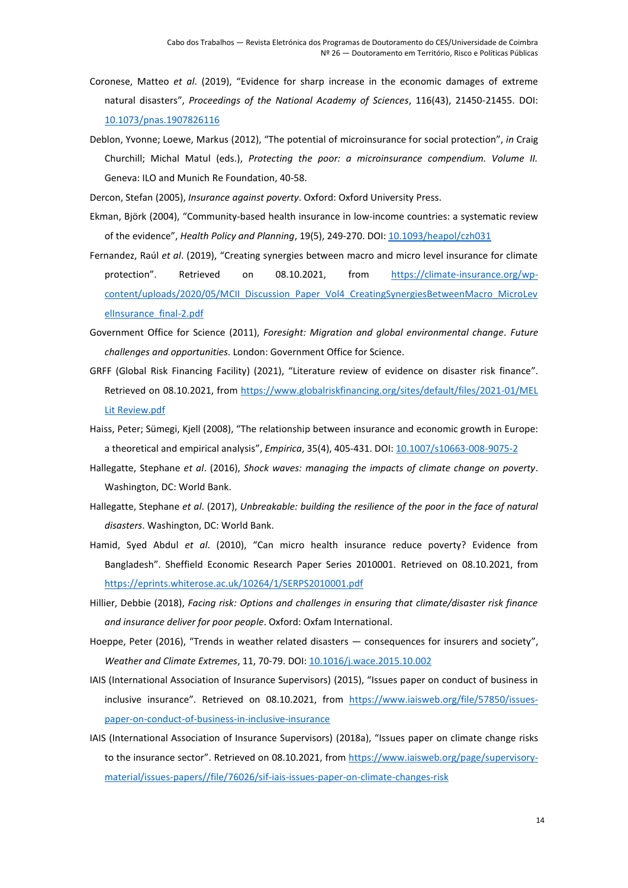Coronese, Matteo *et al*. (2019), "Evidence for sharp increase in the economic damages of extreme natural disasters", *Proceedings of the National Academy of Sciences*, 116(43), 21450-21455. DOI: 10.1073/pnas.1907826116

Deblon, Yvonne; Loewe, Markus (2012), "The potential of microinsurance for social protection", *in* Craig Churchill; Michal Matul (eds.), *Protecting the poor: a microinsurance compendium. Volume II.* Geneva: ILO and Munich Re Foundation, 40-58.

Dercon, Stefan (2005), *Insurance against poverty*. Oxford: Oxford University Press.

Ekman, Björk (2004), "Community-based health insurance in low-income countries: a systematic review of the evidence", *Health Policy and Planning*, 19(5), 249-270. DOI: 10.1093/heapol/czh031

Fernandez, Raúl *et al*. (2019), "Creating synergies between macro and micro level insurance for climate protection". Retrieved on 08.10.2021, from https://climate-insurance.org/wp-content/uploads/2020/05/MCII_Discussion_Paper_Vol4_CreatingSynergiesBetweenMacro_MicroLevelInsurance_final-2.pdf

Government Office for Science (2011), *Foresight: Migration and global environmental change. Future challenges and opportunities*. London: Government Office for Science.

GRFF (Global Risk Financing Facility) (2021), "Literature review of evidence on disaster risk finance". Retrieved on 08.10.2021, from https://www.globalriskfinancing.org/sites/default/files/2021-01/MEL Lit Review.pdf

Haiss, Peter; Sümegi, Kjell (2008), "The relationship between insurance and economic growth in Europe: a theoretical and empirical analysis", *Empirica*, 35(4), 405-431. DOI: 10.1007/s10663-008-9075-2

Hallegatte, Stephane *et al*. (2016), *Shock waves: managing the impacts of climate change on poverty*. Washington, DC: World Bank.

Hallegatte, Stephane *et al*. (2017), *Unbreakable: building the resilience of the poor in the face of natural disasters*. Washington, DC: World Bank.

Hamid, Syed Abdul *et al*. (2010), "Can micro health insurance reduce poverty? Evidence from Bangladesh". Sheffield Economic Research Paper Series 2010001. Retrieved on 08.10.2021, from https://eprints.whiterose.ac.uk/10264/1/SERPS2010001.pdf

Hillier, Debbie (2018), *Facing risk: Options and challenges in ensuring that climate/disaster risk finance and insurance deliver for poor people*. Oxford: Oxfam International.

Hoeppe, Peter (2016), "Trends in weather related disasters — consequences for insurers and society", *Weather and Climate Extremes*, 11, 70-79. DOI: 10.1016/j.wace.2015.10.002

IAIS (International Association of Insurance Supervisors) (2015), "Issues paper on conduct of business in inclusive insurance". Retrieved on 08.10.2021, from https://www.iaisweb.org/file/57850/issues-paper-on-conduct-of-business-in-inclusive-insurance

IAIS (International Association of Insurance Supervisors) (2018a), "Issues paper on climate change risks to the insurance sector". Retrieved on 08.10.2021, from https://www.iaisweb.org/page/supervisory-material/issues-papers//file/76026/sif-iais-issues-paper-on-climate-changes-risk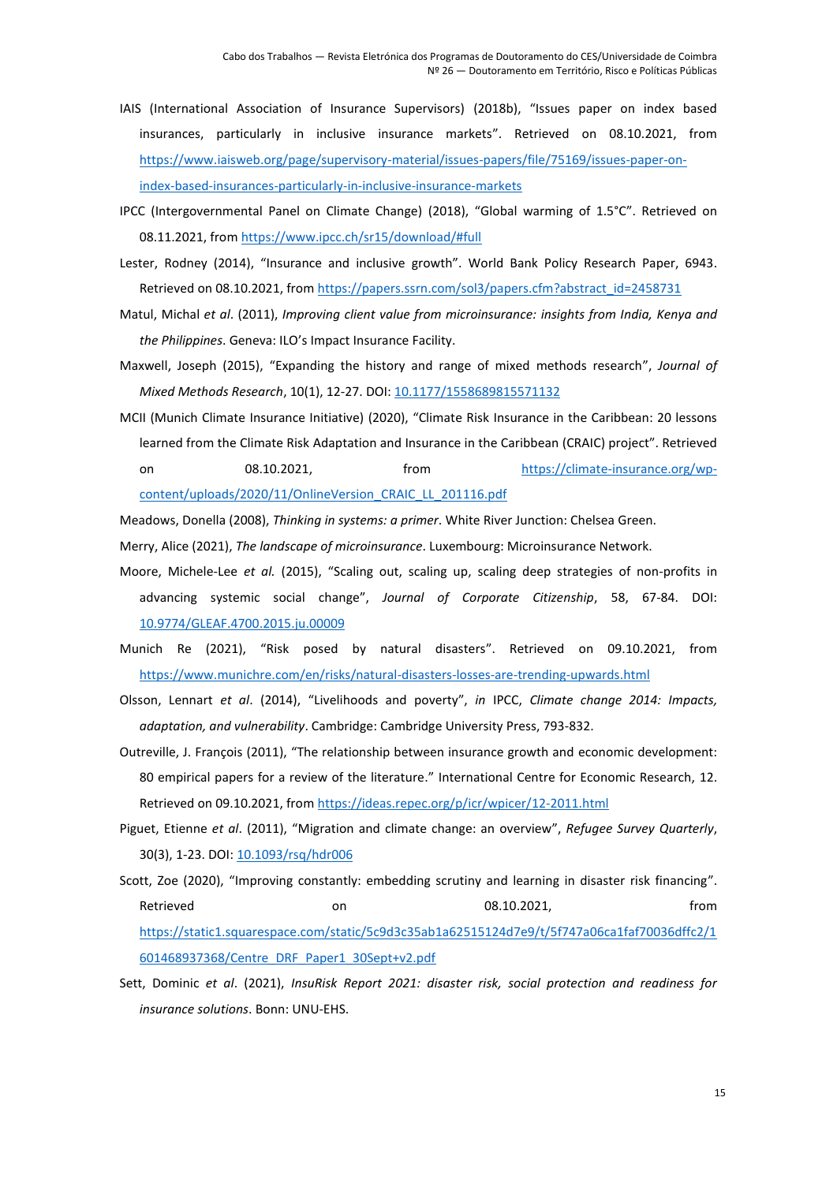IAIS (International Association of Insurance Supervisors) (2018b), "Issues paper on index based insurances, particularly in inclusive insurance markets". Retrieved on 08.10.2021, from https://www.iaisweb.org/page/supervisory-material/issues-papers/file/75169/issues-paper-on-index-based-insurances-particularly-in-inclusive-insurance-markets

IPCC (Intergovernmental Panel on Climate Change) (2018), "Global warming of 1.5°C". Retrieved on 08.11.2021, from https://www.ipcc.ch/sr15/download/#full

Lester, Rodney (2014), "Insurance and inclusive growth". World Bank Policy Research Paper, 6943. Retrieved on 08.10.2021, from https://papers.ssrn.com/sol3/papers.cfm?abstract_id=2458731

Matul, Michal *et al*. (2011), *Improving client value from microinsurance: insights from India, Kenya and the Philippines*. Geneva: ILO's Impact Insurance Facility.

Maxwell, Joseph (2015), "Expanding the history and range of mixed methods research", *Journal of Mixed Methods Research*, 10(1), 12-27. DOI: 10.1177/1558689815571132

MCII (Munich Climate Insurance Initiative) (2020), "Climate Risk Insurance in the Caribbean: 20 lessons learned from the Climate Risk Adaptation and Insurance in the Caribbean (CRAIC) project". Retrieved on 08.10.2021, from https://climate-insurance.org/wp-content/uploads/2020/11/OnlineVersion_CRAIC_LL_201116.pdf

Meadows, Donella (2008), *Thinking in systems: a primer*. White River Junction: Chelsea Green.

Merry, Alice (2021), *The landscape of microinsurance*. Luxembourg: Microinsurance Network.

Moore, Michele-Lee *et al.* (2015), "Scaling out, scaling up, scaling deep strategies of non-profits in advancing systemic social change", *Journal of Corporate Citizenship*, 58, 67-84. DOI: 10.9774/GLEAF.4700.2015.ju.00009

Munich Re (2021), "Risk posed by natural disasters". Retrieved on 09.10.2021, from https://www.munichre.com/en/risks/natural-disasters-losses-are-trending-upwards.html

Olsson, Lennart *et al*. (2014), "Livelihoods and poverty", *in* IPCC, *Climate change 2014: Impacts, adaptation, and vulnerability*. Cambridge: Cambridge University Press, 793-832.

Outreville, J. François (2011), "The relationship between insurance growth and economic development: 80 empirical papers for a review of the literature." International Centre for Economic Research, 12. Retrieved on 09.10.2021, from https://ideas.repec.org/p/icr/wpicer/12-2011.html

Piguet, Etienne *et al*. (2011), "Migration and climate change: an overview", *Refugee Survey Quarterly*, 30(3), 1-23. DOI: 10.1093/rsq/hdr006

Scott, Zoe (2020), "Improving constantly: embedding scrutiny and learning in disaster risk financing". Retrieved on 08.10.2021, from https://static1.squarespace.com/static/5c9d3c35ab1a62515124d7e9/t/5f747a06ca1faf70036dffc2/1601468937368/Centre_DRF_Paper1_30Sept+v2.pdf

Sett, Dominic *et al*. (2021), *InsuRisk Report 2021: disaster risk, social protection and readiness for insurance solutions*. Bonn: UNU-EHS.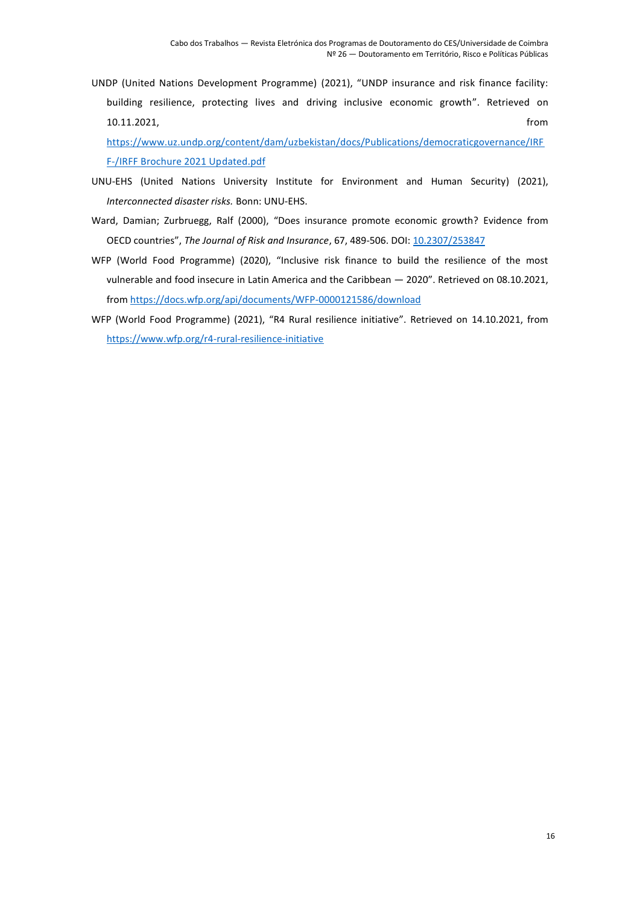UNDP (United Nations Development Programme) (2021), "UNDP insurance and risk finance facility: building resilience, protecting lives and driving inclusive economic growth". Retrieved on 10.11.2021, from https://www.uz.undp.org/content/dam/uzbekistan/docs/Publications/democraticgovernance/IRFF-/IRFF Brochure 2021 Updated.pdf

UNU-EHS (United Nations University Institute for Environment and Human Security) (2021), *Interconnected disaster risks.* Bonn: UNU-EHS.

Ward, Damian; Zurbruegg, Ralf (2000), "Does insurance promote economic growth? Evidence from OECD countries", *The Journal of Risk and Insurance*, 67, 489-506. DOI: 10.2307/253847

WFP (World Food Programme) (2020), "Inclusive risk finance to build the resilience of the most vulnerable and food insecure in Latin America and the Caribbean — 2020". Retrieved on 08.10.2021, from https://docs.wfp.org/api/documents/WFP-0000121586/download

WFP (World Food Programme) (2021), "R4 Rural resilience initiative". Retrieved on 14.10.2021, from https://www.wfp.org/r4-rural-resilience-initiative